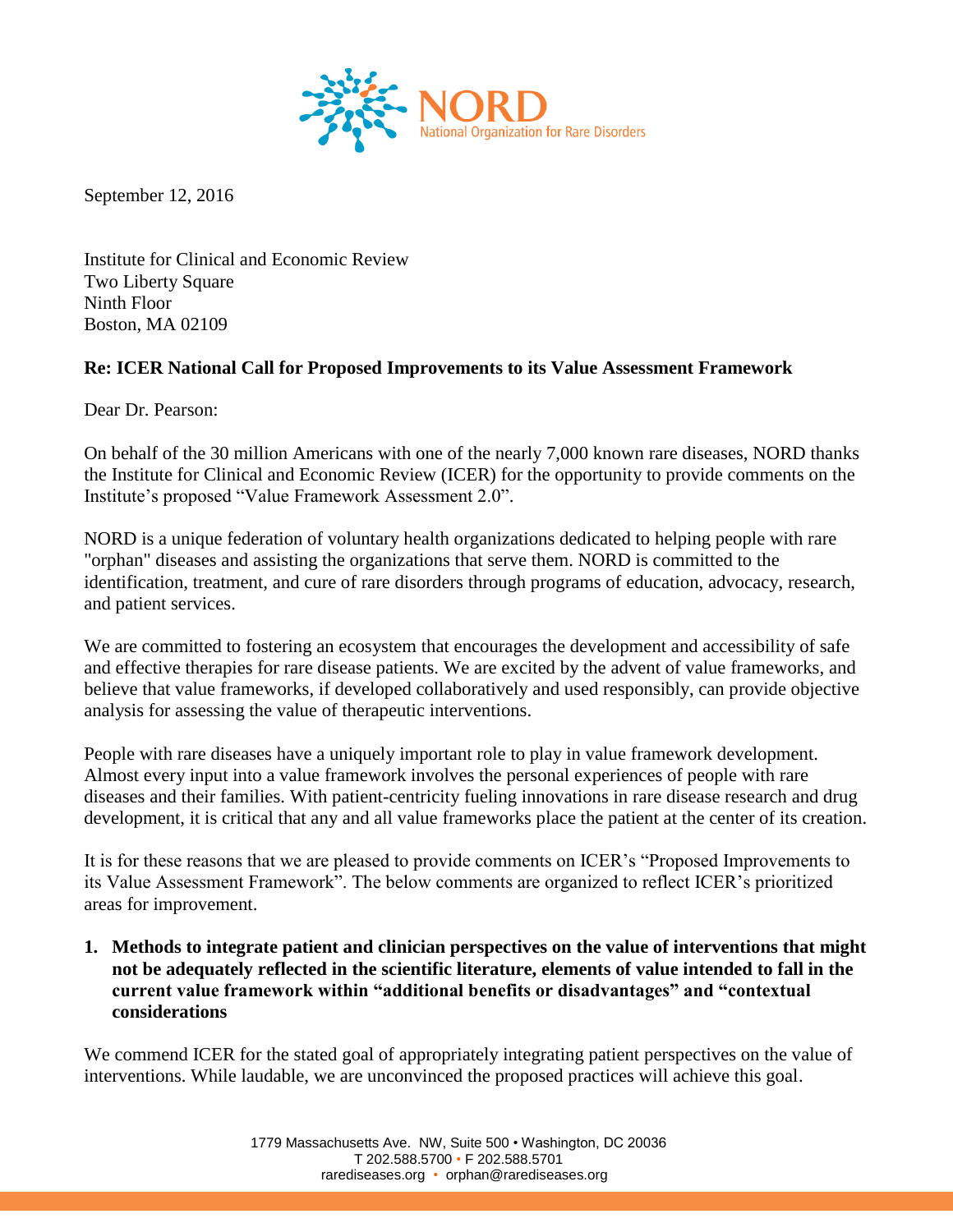NORD
National Organization for Rare Disorders

September 12, 2016

Institute for Clinical and Economic Review
Two Liberty Square
Ninth Floor
Boston, MA 02109

**Re: ICER National Call for Proposed Improvements to its Value Assessment Framework**

Dear Dr. Pearson:

On behalf of the 30 million Americans with one of the nearly 7,000 known rare diseases, NORD thanks the Institute for Clinical and Economic Review (ICER) for the opportunity to provide comments on the Institute's proposed "Value Framework Assessment 2.0".

NORD is a unique federation of voluntary health organizations dedicated to helping people with rare "orphan" diseases and assisting the organizations that serve them. NORD is committed to the identification, treatment, and cure of rare disorders through programs of education, advocacy, research, and patient services.

We are committed to fostering an ecosystem that encourages the development and accessibility of safe and effective therapies for rare disease patients. We are excited by the advent of value frameworks, and believe that value frameworks, if developed collaboratively and used responsibly, can provide objective analysis for assessing the value of therapeutic interventions.

People with rare diseases have a uniquely important role to play in value framework development. Almost every input into a value framework involves the personal experiences of people with rare diseases and their families. With patient-centricity fueling innovations in rare disease research and drug development, it is critical that any and all value frameworks place the patient at the center of its creation.

It is for these reasons that we are pleased to provide comments on ICER's "Proposed Improvements to its Value Assessment Framework". The below comments are organized to reflect ICER's prioritized areas for improvement.

1. **Methods to integrate patient and clinician perspectives on the value of interventions that might not be adequately reflected in the scientific literature, elements of value intended to fall in the current value framework within "additional benefits or disadvantages" and "contextual considerations**

We commend ICER for the stated goal of appropriately integrating patient perspectives on the value of interventions. While laudable, we are unconvinced the proposed practices will achieve this goal.

1779 Massachusetts Ave. NW, Suite 500 • Washington, DC 20036
T 202.588.5700 • F 202.588.5701
rarediseases.org • orphan@rarediseases.org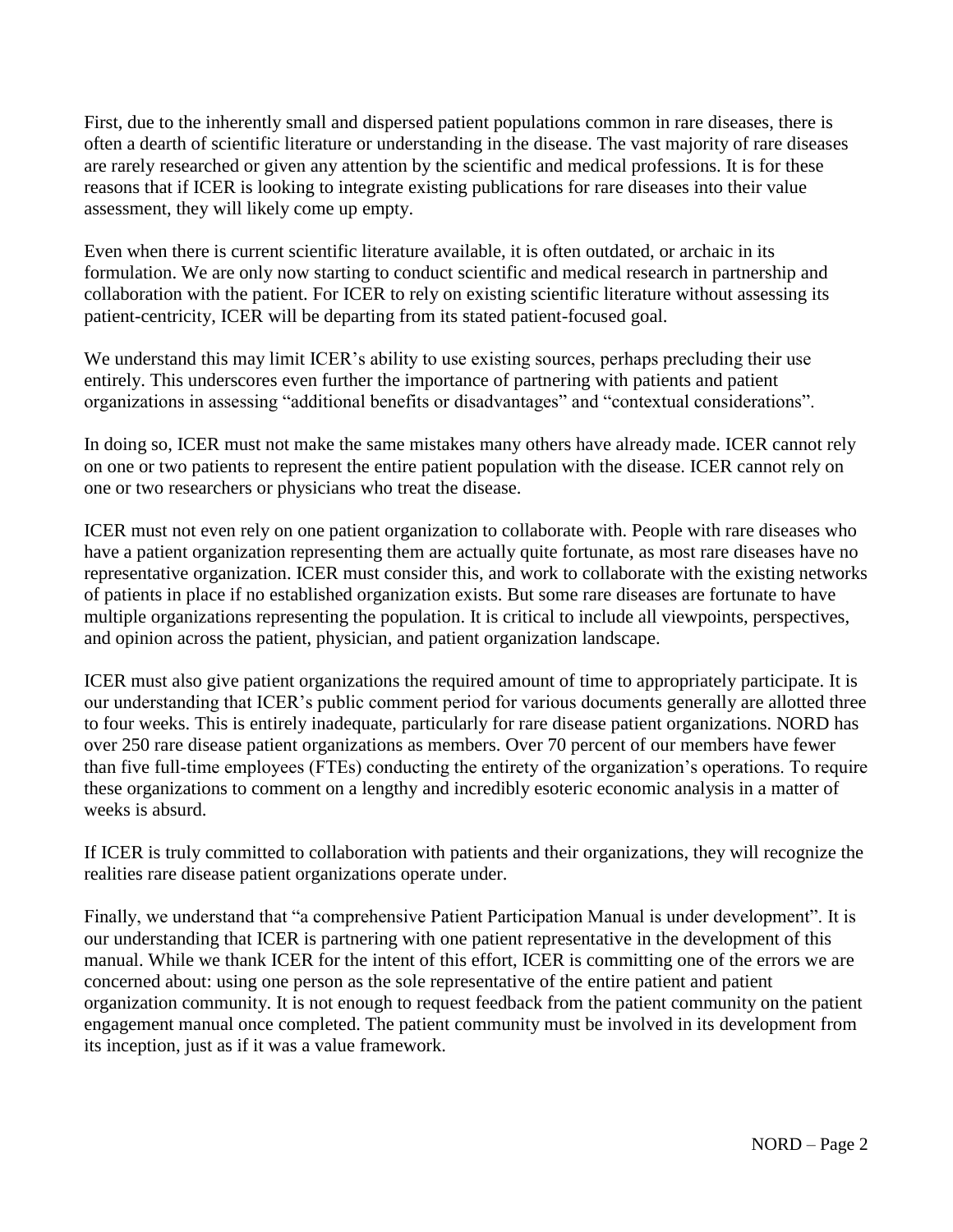First, due to the inherently small and dispersed patient populations common in rare diseases, there is often a dearth of scientific literature or understanding in the disease. The vast majority of rare diseases are rarely researched or given any attention by the scientific and medical professions. It is for these reasons that if ICER is looking to integrate existing publications for rare diseases into their value assessment, they will likely come up empty.

Even when there is current scientific literature available, it is often outdated, or archaic in its formulation. We are only now starting to conduct scientific and medical research in partnership and collaboration with the patient. For ICER to rely on existing scientific literature without assessing its patient-centricity, ICER will be departing from its stated patient-focused goal.

We understand this may limit ICER's ability to use existing sources, perhaps precluding their use entirely. This underscores even further the importance of partnering with patients and patient organizations in assessing "additional benefits or disadvantages" and "contextual considerations".

In doing so, ICER must not make the same mistakes many others have already made. ICER cannot rely on one or two patients to represent the entire patient population with the disease. ICER cannot rely on one or two researchers or physicians who treat the disease.

ICER must not even rely on one patient organization to collaborate with. People with rare diseases who have a patient organization representing them are actually quite fortunate, as most rare diseases have no representative organization. ICER must consider this, and work to collaborate with the existing networks of patients in place if no established organization exists. But some rare diseases are fortunate to have multiple organizations representing the population. It is critical to include all viewpoints, perspectives, and opinion across the patient, physician, and patient organization landscape.

ICER must also give patient organizations the required amount of time to appropriately participate. It is our understanding that ICER's public comment period for various documents generally are allotted three to four weeks. This is entirely inadequate, particularly for rare disease patient organizations. NORD has over 250 rare disease patient organizations as members. Over 70 percent of our members have fewer than five full-time employees (FTEs) conducting the entirety of the organization's operations. To require these organizations to comment on a lengthy and incredibly esoteric economic analysis in a matter of weeks is absurd.

If ICER is truly committed to collaboration with patients and their organizations, they will recognize the realities rare disease patient organizations operate under.

Finally, we understand that "a comprehensive Patient Participation Manual is under development". It is our understanding that ICER is partnering with one patient representative in the development of this manual. While we thank ICER for the intent of this effort, ICER is committing one of the errors we are concerned about: using one person as the sole representative of the entire patient and patient organization community. It is not enough to request feedback from the patient community on the patient engagement manual once completed. The patient community must be involved in its development from its inception, just as if it was a value framework.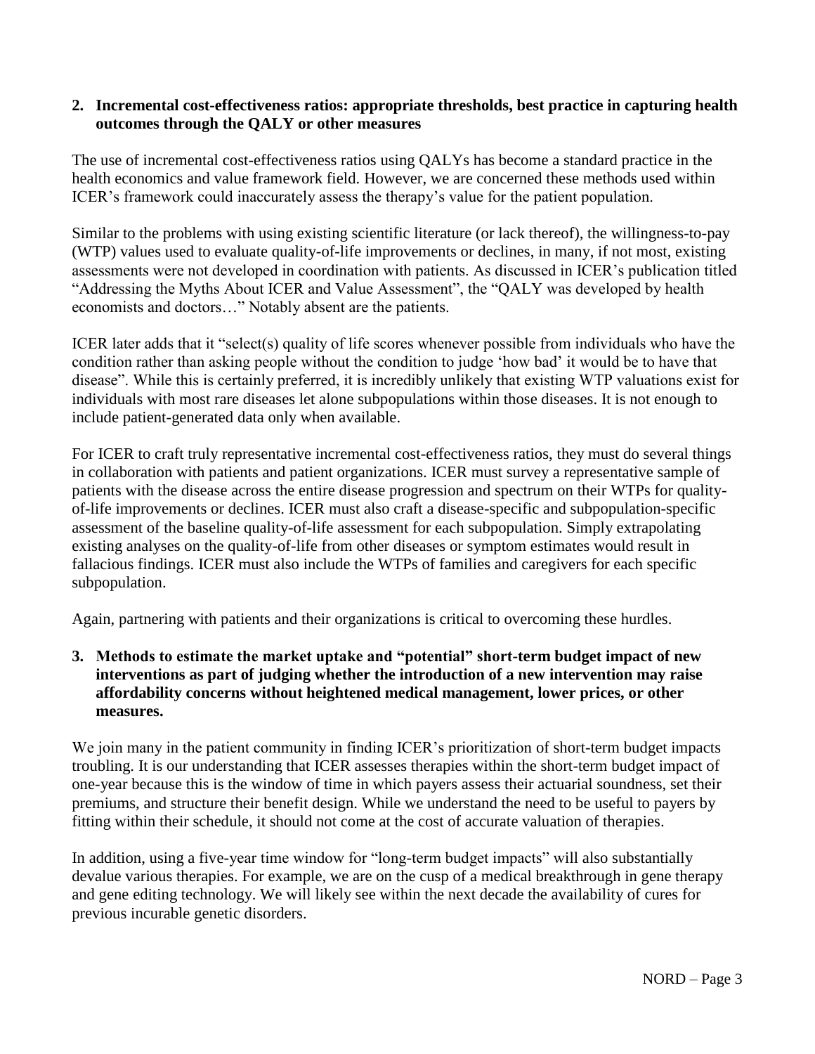**2. Incremental cost-effectiveness ratios: appropriate thresholds, best practice in capturing health outcomes through the QALY or other measures**

The use of incremental cost-effectiveness ratios using QALYs has become a standard practice in the health economics and value framework field. However, we are concerned these methods used within ICER's framework could inaccurately assess the therapy's value for the patient population.

Similar to the problems with using existing scientific literature (or lack thereof), the willingness-to-pay (WTP) values used to evaluate quality-of-life improvements or declines, in many, if not most, existing assessments were not developed in coordination with patients. As discussed in ICER's publication titled "Addressing the Myths About ICER and Value Assessment", the "QALY was developed by health economists and doctors…" Notably absent are the patients.

ICER later adds that it "select(s) quality of life scores whenever possible from individuals who have the condition rather than asking people without the condition to judge 'how bad' it would be to have that disease". While this is certainly preferred, it is incredibly unlikely that existing WTP valuations exist for individuals with most rare diseases let alone subpopulations within those diseases. It is not enough to include patient-generated data only when available.

For ICER to craft truly representative incremental cost-effectiveness ratios, they must do several things in collaboration with patients and patient organizations. ICER must survey a representative sample of patients with the disease across the entire disease progression and spectrum on their WTPs for quality-of-life improvements or declines. ICER must also craft a disease-specific and subpopulation-specific assessment of the baseline quality-of-life assessment for each subpopulation. Simply extrapolating existing analyses on the quality-of-life from other diseases or symptom estimates would result in fallacious findings. ICER must also include the WTPs of families and caregivers for each specific subpopulation.

Again, partnering with patients and their organizations is critical to overcoming these hurdles.

**3. Methods to estimate the market uptake and "potential" short-term budget impact of new interventions as part of judging whether the introduction of a new intervention may raise affordability concerns without heightened medical management, lower prices, or other measures.**

We join many in the patient community in finding ICER's prioritization of short-term budget impacts troubling. It is our understanding that ICER assesses therapies within the short-term budget impact of one-year because this is the window of time in which payers assess their actuarial soundness, set their premiums, and structure their benefit design. While we understand the need to be useful to payers by fitting within their schedule, it should not come at the cost of accurate valuation of therapies.

In addition, using a five-year time window for "long-term budget impacts" will also substantially devalue various therapies. For example, we are on the cusp of a medical breakthrough in gene therapy and gene editing technology. We will likely see within the next decade the availability of cures for previous incurable genetic disorders.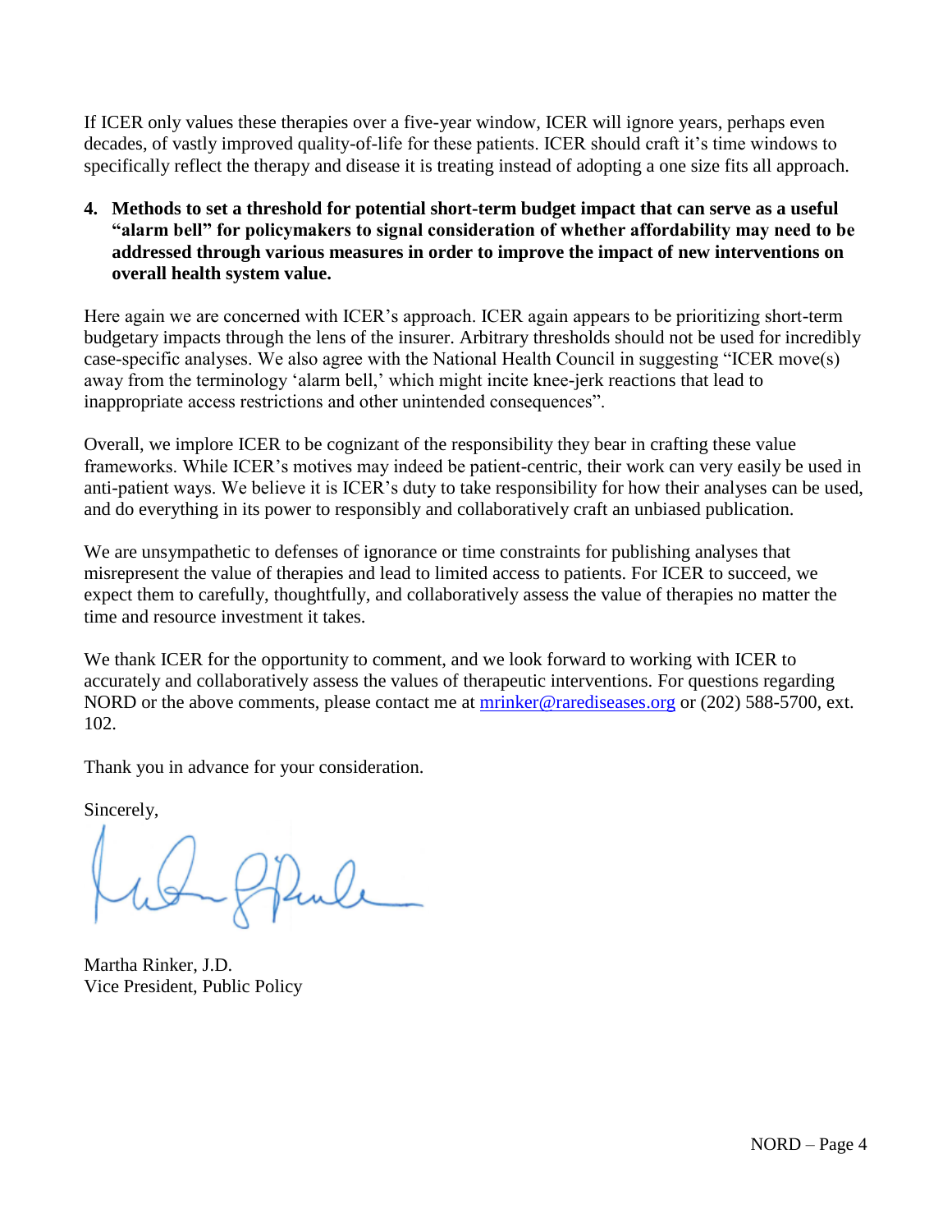If ICER only values these therapies over a five-year window, ICER will ignore years, perhaps even decades, of vastly improved quality-of-life for these patients. ICER should craft it's time windows to specifically reflect the therapy and disease it is treating instead of adopting a one size fits all approach.

4. **Methods to set a threshold for potential short-term budget impact that can serve as a useful "alarm bell" for policymakers to signal consideration of whether affordability may need to be addressed through various measures in order to improve the impact of new interventions on overall health system value.**

Here again we are concerned with ICER's approach. ICER again appears to be prioritizing short-term budgetary impacts through the lens of the insurer. Arbitrary thresholds should not be used for incredibly case-specific analyses. We also agree with the National Health Council in suggesting "ICER move(s) away from the terminology 'alarm bell,' which might incite knee-jerk reactions that lead to inappropriate access restrictions and other unintended consequences".

Overall, we implore ICER to be cognizant of the responsibility they bear in crafting these value frameworks. While ICER's motives may indeed be patient-centric, their work can very easily be used in anti-patient ways. We believe it is ICER's duty to take responsibility for how their analyses can be used, and do everything in its power to responsibly and collaboratively craft an unbiased publication.

We are unsympathetic to defenses of ignorance or time constraints for publishing analyses that misrepresent the value of therapies and lead to limited access to patients. For ICER to succeed, we expect them to carefully, thoughtfully, and collaboratively assess the value of therapies no matter the time and resource investment it takes.

We thank ICER for the opportunity to comment, and we look forward to working with ICER to accurately and collaboratively assess the values of therapeutic interventions. For questions regarding NORD or the above comments, please contact me at mrinker@rarediseases.org or (202) 588-5700, ext. 102.

Thank you in advance for your consideration.

Sincerely,

Martha Rinker, J.D.
Vice President, Public Policy